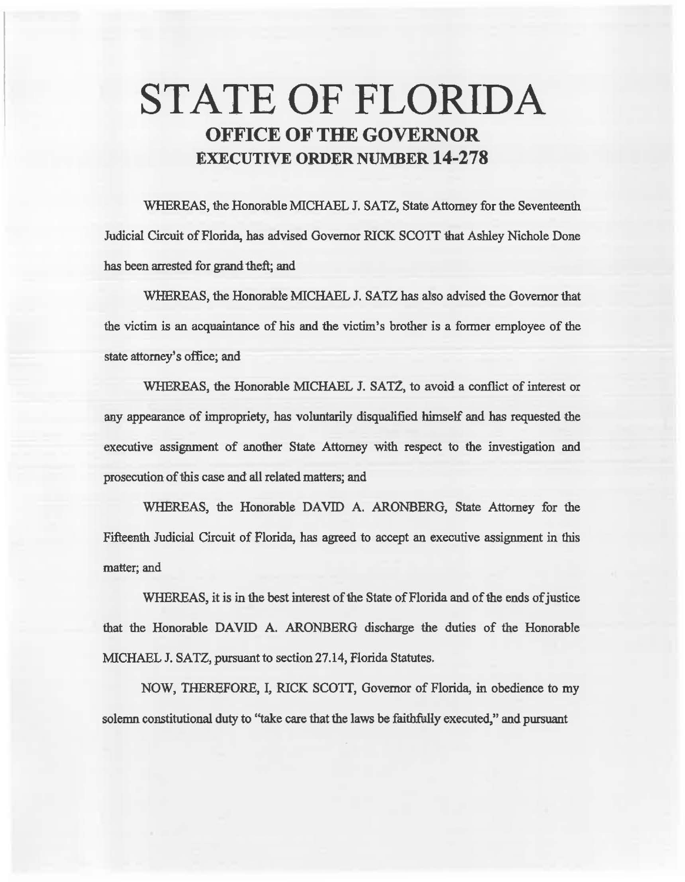# STATE OF FLORIDA
## OFFICE OF THE GOVERNOR
## EXECUTIVE ORDER NUMBER 14-278

WHEREAS, the Honorable MICHAEL J. SATZ, State Attorney for the Seventeenth Judicial Circuit of Florida, has advised Governor RICK SCOTT that Ashley Nichole Done has been arrested for grand theft; and

WHEREAS, the Honorable MICHAEL J. SATZ has also advised the Governor that the victim is an acquaintance of his and the victim's brother is a former employee of the state attorney's office; and

WHEREAS, the Honorable MICHAEL J. SATZ, to avoid a conflict of interest or any appearance of impropriety, has voluntarily disqualified himself and has requested the executive assignment of another State Attorney with respect to the investigation and prosecution of this case and all related matters; and

WHEREAS, the Honorable DAVID A. ARONBERG, State Attorney for the Fifteenth Judicial Circuit of Florida, has agreed to accept an executive assignment in this matter; and

WHEREAS, it is in the best interest of the State of Florida and of the ends of justice that the Honorable DAVID A. ARONBERG discharge the duties of the Honorable MICHAEL J. SATZ, pursuant to section 27.14, Florida Statutes.

NOW, THEREFORE, I, RICK SCOTT, Governor of Florida, in obedience to my solemn constitutional duty to "take care that the laws be faithfully executed," and pursuant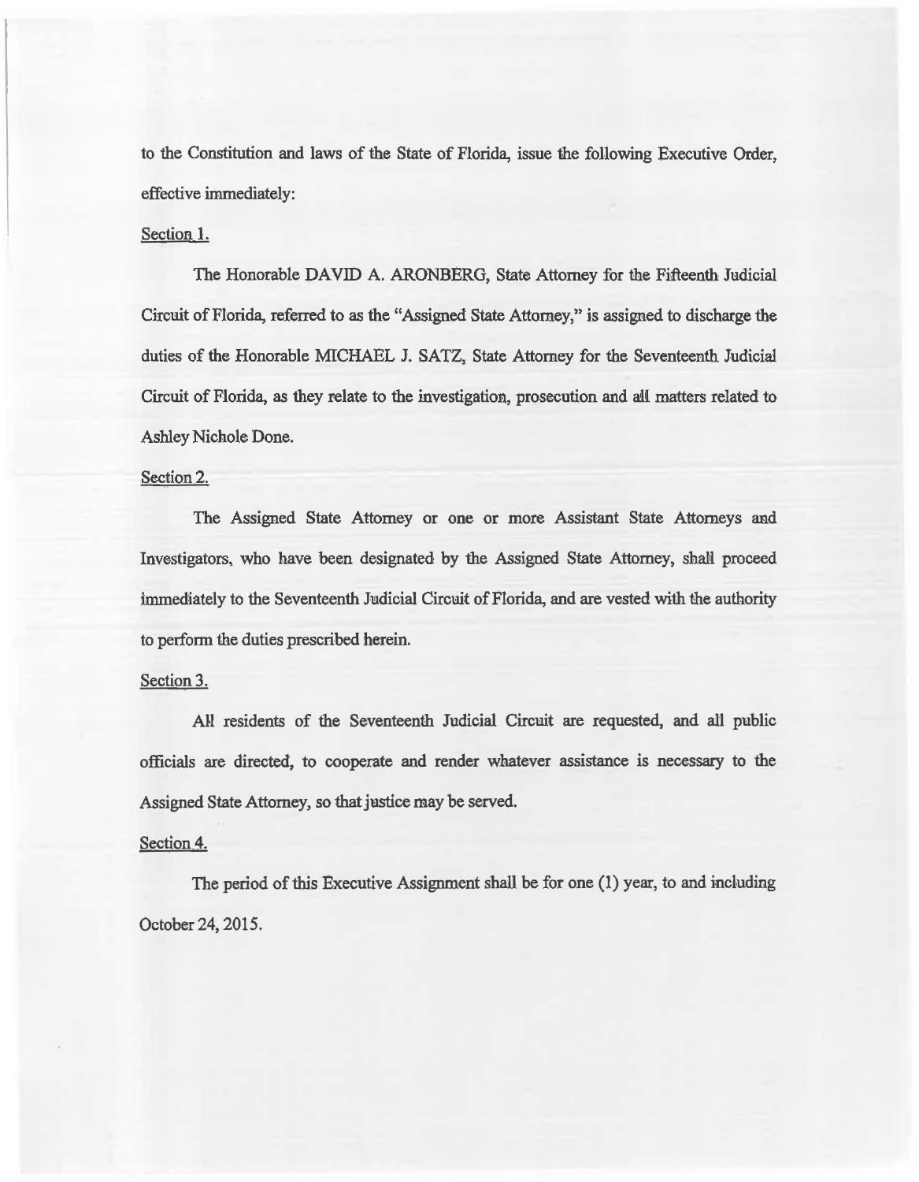to the Constitution and laws of the State of Florida, issue the following Executive Order, effective immediately:

Section 1.

The Honorable DAVID A. ARONBERG, State Attorney for the Fifteenth Judicial Circuit of Florida, referred to as the "Assigned State Attorney," is assigned to discharge the duties of the Honorable MICHAEL J. SATZ, State Attorney for the Seventeenth Judicial Circuit of Florida, as they relate to the investigation, prosecution and all matters related to Ashley Nichole Done.

Section 2.

The Assigned State Attorney or one or more Assistant State Attorneys and Investigators, who have been designated by the Assigned State Attorney, shall proceed immediately to the Seventeenth Judicial Circuit of Florida, and are vested with the authority to perform the duties prescribed herein.

Section 3.

All residents of the Seventeenth Judicial Circuit are requested, and all public officials are directed, to cooperate and render whatever assistance is necessary to the Assigned State Attorney, so that justice may be served.

Section 4.

The period of this Executive Assignment shall be for one (1) year, to and including October 24, 2015.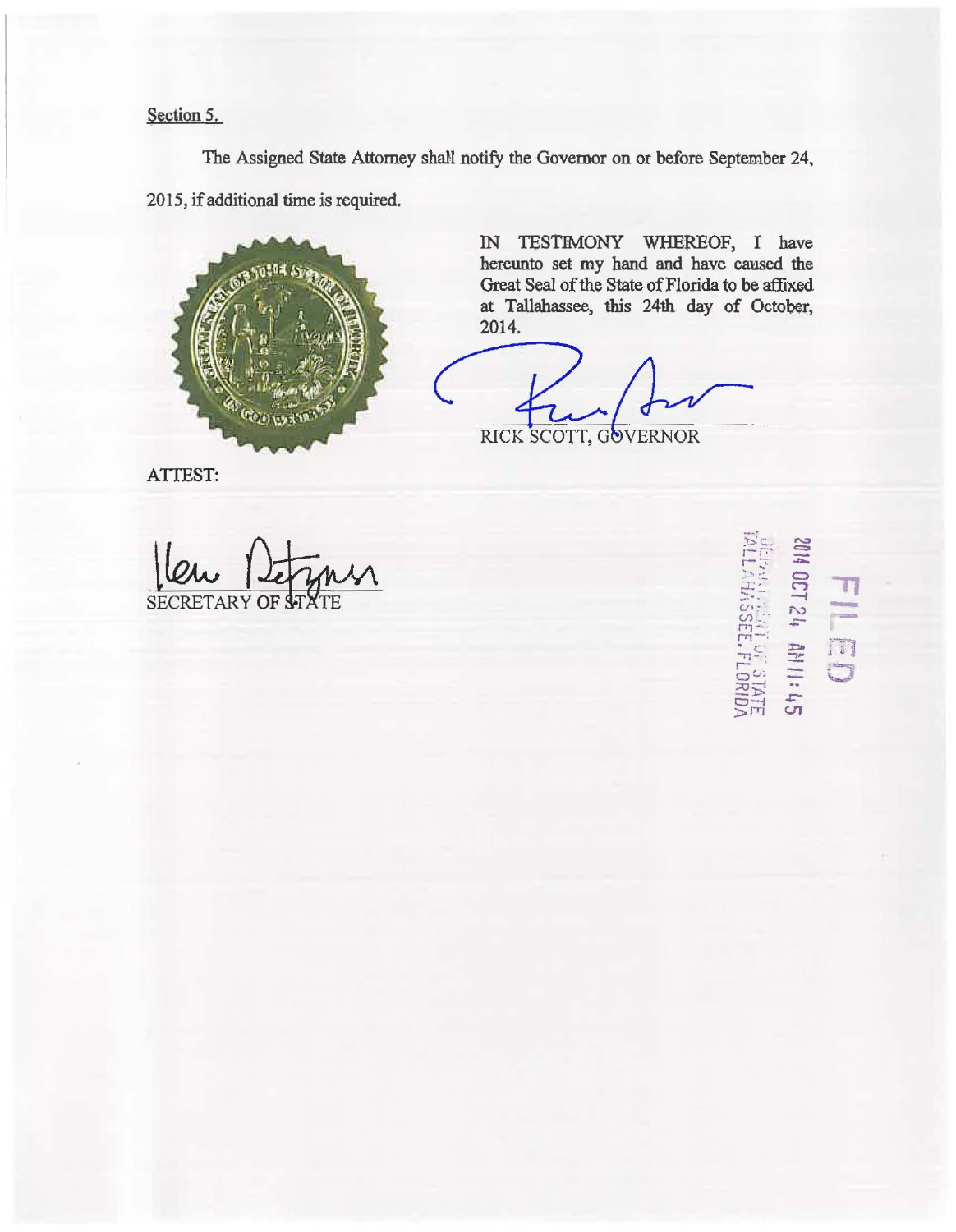Section 5.

The Assigned State Attorney shall notify the Governor on or before September 24, 2015, if additional time is required.

IN TESTIMONY WHEREOF, I have hereunto set my hand and have caused the Great Seal of the State of Florida to be affixed at Tallahassee, this 24th day of October, 2014.

RICK SCOTT, GOVERNOR

ATTEST:

SECRETARY OF STATE

FILED

2014 OCT 24 AM 11:45

DEPARTMENT OF STATE
TALLAHASSEE, FLORIDA